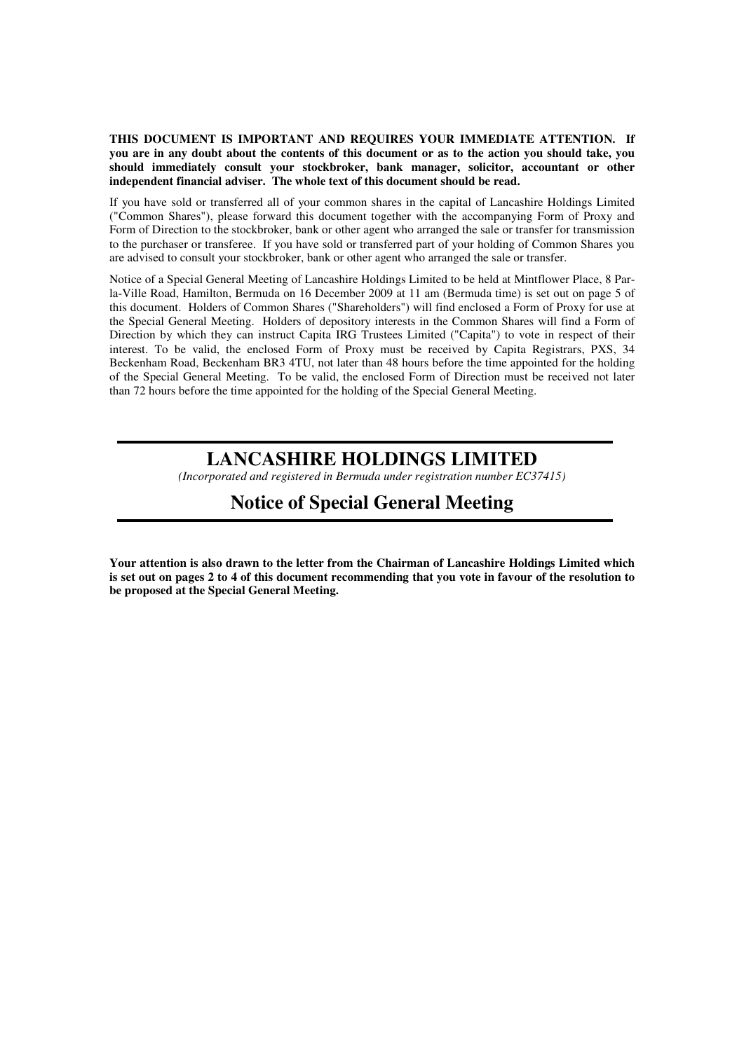**THIS DOCUMENT IS IMPORTANT AND REQUIRES YOUR IMMEDIATE ATTENTION. If you are in any doubt about the contents of this document or as to the action you should take, you should immediately consult your stockbroker, bank manager, solicitor, accountant or other independent financial adviser. The whole text of this document should be read.**

If you have sold or transferred all of your common shares in the capital of Lancashire Holdings Limited ("Common Shares"), please forward this document together with the accompanying Form of Proxy and Form of Direction to the stockbroker, bank or other agent who arranged the sale or transfer for transmission to the purchaser or transferee. If you have sold or transferred part of your holding of Common Shares you are advised to consult your stockbroker, bank or other agent who arranged the sale or transfer.

Notice of a Special General Meeting of Lancashire Holdings Limited to be held at Mintflower Place, 8 Par-la-Ville Road, Hamilton, Bermuda on 16 December 2009 at 11 am (Bermuda time) is set out on page 5 of this document. Holders of Common Shares ("Shareholders") will find enclosed a Form of Proxy for use at the Special General Meeting. Holders of depository interests in the Common Shares will find a Form of Direction by which they can instruct Capita IRG Trustees Limited ("Capita") to vote in respect of their interest. To be valid, the enclosed Form of Proxy must be received by Capita Registrars, PXS, 34 Beckenham Road, Beckenham BR3 4TU, not later than 48 hours before the time appointed for the holding of the Special General Meeting. To be valid, the enclosed Form of Direction must be received not later than 72 hours before the time appointed for the holding of the Special General Meeting.

# LANCASHIRE HOLDINGS LIMITED

*(Incorporated and registered in Bermuda under registration number EC37415)*

## Notice of Special General Meeting

**Your attention is also drawn to the letter from the Chairman of Lancashire Holdings Limited which is set out on pages 2 to 4 of this document recommending that you vote in favour of the resolution to be proposed at the Special General Meeting.**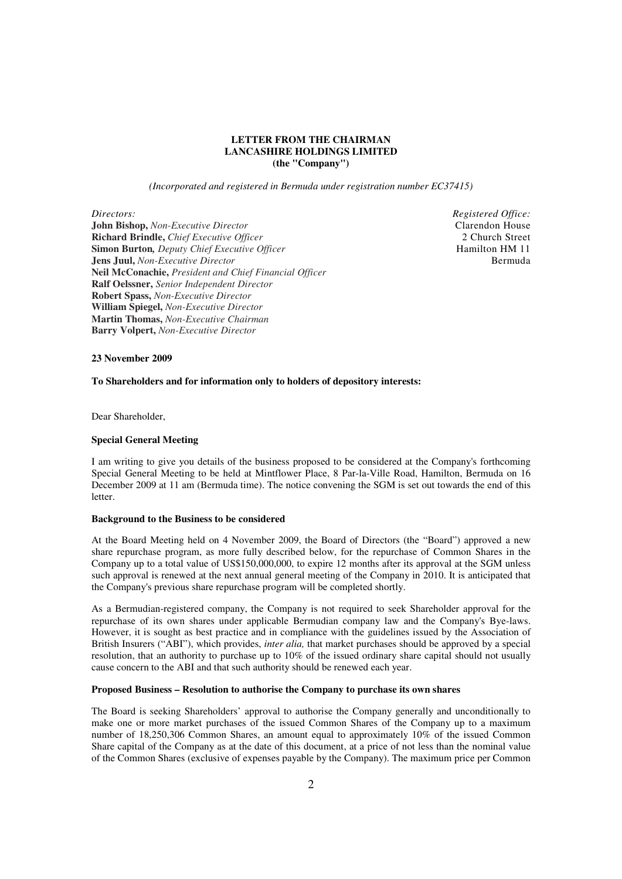**LETTER FROM THE CHAIRMAN**
**LANCASHIRE HOLDINGS LIMITED**
**(the "Company")**

*(Incorporated and registered in Bermuda under registration number EC37415)*

*Directors:*
**John Bishop,** *Non-Executive Director*
**Richard Brindle,** *Chief Executive Officer*
**Simon Burton***,* *Deputy Chief Executive Officer*
**Jens Juul,** *Non-Executive Director*
**Neil McConachie,** *President and Chief Financial Officer*
**Ralf Oelssner,** *Senior Independent Director*
**Robert Spass,** *Non-Executive Director*
**William Spiegel,** *Non-Executive Director*
**Martin Thomas,** *Non-Executive Chairman*
**Barry Volpert,** *Non-Executive Director*

*Registered Office:*
Clarendon House
2 Church Street
Hamilton HM 11
Bermuda

**23 November 2009**

**To Shareholders and for information only to holders of depository interests:**

Dear Shareholder,

**Special General Meeting**

I am writing to give you details of the business proposed to be considered at the Company's forthcoming Special General Meeting to be held at Mintflower Place, 8 Par-la-Ville Road, Hamilton, Bermuda on 16 December 2009 at 11 am (Bermuda time). The notice convening the SGM is set out towards the end of this letter.

**Background to the Business to be considered**

At the Board Meeting held on 4 November 2009, the Board of Directors (the "Board") approved a new share repurchase program, as more fully described below, for the repurchase of Common Shares in the Company up to a total value of US$150,000,000, to expire 12 months after its approval at the SGM unless such approval is renewed at the next annual general meeting of the Company in 2010. It is anticipated that the Company's previous share repurchase program will be completed shortly.

As a Bermudian-registered company, the Company is not required to seek Shareholder approval for the repurchase of its own shares under applicable Bermudian company law and the Company's Bye-laws. However, it is sought as best practice and in compliance with the guidelines issued by the Association of British Insurers ("ABI"), which provides, *inter alia,* that market purchases should be approved by a special resolution, that an authority to purchase up to 10% of the issued ordinary share capital should not usually cause concern to the ABI and that such authority should be renewed each year.

**Proposed Business – Resolution to authorise the Company to purchase its own shares**

The Board is seeking Shareholders' approval to authorise the Company generally and unconditionally to make one or more market purchases of the issued Common Shares of the Company up to a maximum number of 18,250,306 Common Shares, an amount equal to approximately 10% of the issued Common Share capital of the Company as at the date of this document, at a price of not less than the nominal value of the Common Shares (exclusive of expenses payable by the Company). The maximum price per Common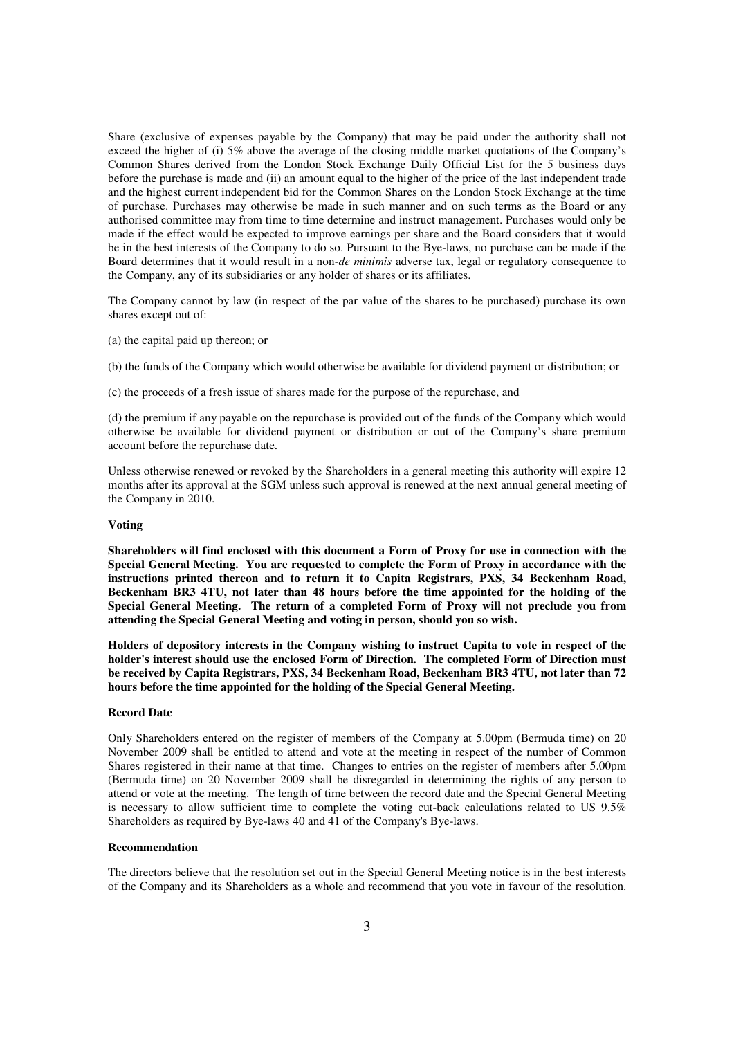Share (exclusive of expenses payable by the Company) that may be paid under the authority shall not exceed the higher of (i) 5% above the average of the closing middle market quotations of the Company's Common Shares derived from the London Stock Exchange Daily Official List for the 5 business days before the purchase is made and (ii) an amount equal to the higher of the price of the last independent trade and the highest current independent bid for the Common Shares on the London Stock Exchange at the time of purchase. Purchases may otherwise be made in such manner and on such terms as the Board or any authorised committee may from time to time determine and instruct management. Purchases would only be made if the effect would be expected to improve earnings per share and the Board considers that it would be in the best interests of the Company to do so. Pursuant to the Bye-laws, no purchase can be made if the Board determines that it would result in a non-*de minimis* adverse tax, legal or regulatory consequence to the Company, any of its subsidiaries or any holder of shares or its affiliates.

The Company cannot by law (in respect of the par value of the shares to be purchased) purchase its own shares except out of:

(a) the capital paid up thereon; or

(b) the funds of the Company which would otherwise be available for dividend payment or distribution; or

(c) the proceeds of a fresh issue of shares made for the purpose of the repurchase, and

(d) the premium if any payable on the repurchase is provided out of the funds of the Company which would otherwise be available for dividend payment or distribution or out of the Company's share premium account before the repurchase date.

Unless otherwise renewed or revoked by the Shareholders in a general meeting this authority will expire 12 months after its approval at the SGM unless such approval is renewed at the next annual general meeting of the Company in 2010.

**Voting**

**Shareholders will find enclosed with this document a Form of Proxy for use in connection with the Special General Meeting. You are requested to complete the Form of Proxy in accordance with the instructions printed thereon and to return it to Capita Registrars, PXS, 34 Beckenham Road, Beckenham BR3 4TU, not later than 48 hours before the time appointed for the holding of the Special General Meeting. The return of a completed Form of Proxy will not preclude you from attending the Special General Meeting and voting in person, should you so wish.**

**Holders of depository interests in the Company wishing to instruct Capita to vote in respect of the holder's interest should use the enclosed Form of Direction. The completed Form of Direction must be received by Capita Registrars, PXS, 34 Beckenham Road, Beckenham BR3 4TU, not later than 72 hours before the time appointed for the holding of the Special General Meeting.**

**Record Date**

Only Shareholders entered on the register of members of the Company at 5.00pm (Bermuda time) on 20 November 2009 shall be entitled to attend and vote at the meeting in respect of the number of Common Shares registered in their name at that time. Changes to entries on the register of members after 5.00pm (Bermuda time) on 20 November 2009 shall be disregarded in determining the rights of any person to attend or vote at the meeting. The length of time between the record date and the Special General Meeting is necessary to allow sufficient time to complete the voting cut-back calculations related to US 9.5% Shareholders as required by Bye-laws 40 and 41 of the Company's Bye-laws.

**Recommendation**

The directors believe that the resolution set out in the Special General Meeting notice is in the best interests of the Company and its Shareholders as a whole and recommend that you vote in favour of the resolution.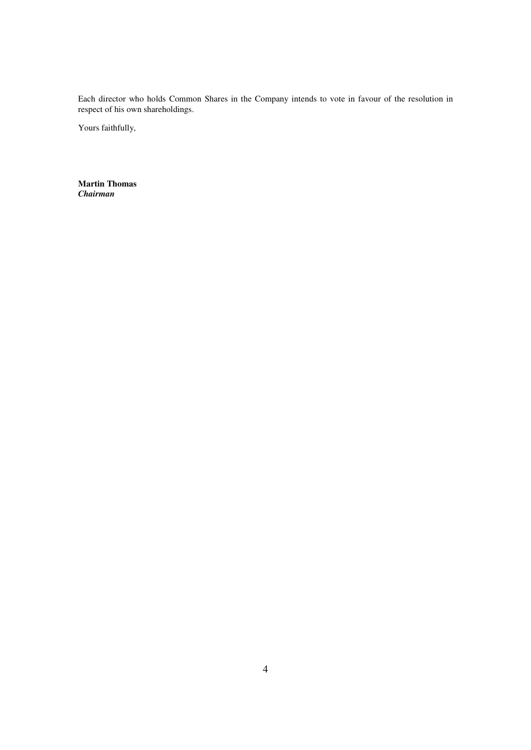Each director who holds Common Shares in the Company intends to vote in favour of the resolution in respect of his own shareholdings.

Yours faithfully,

**Martin Thomas**
***Chairman***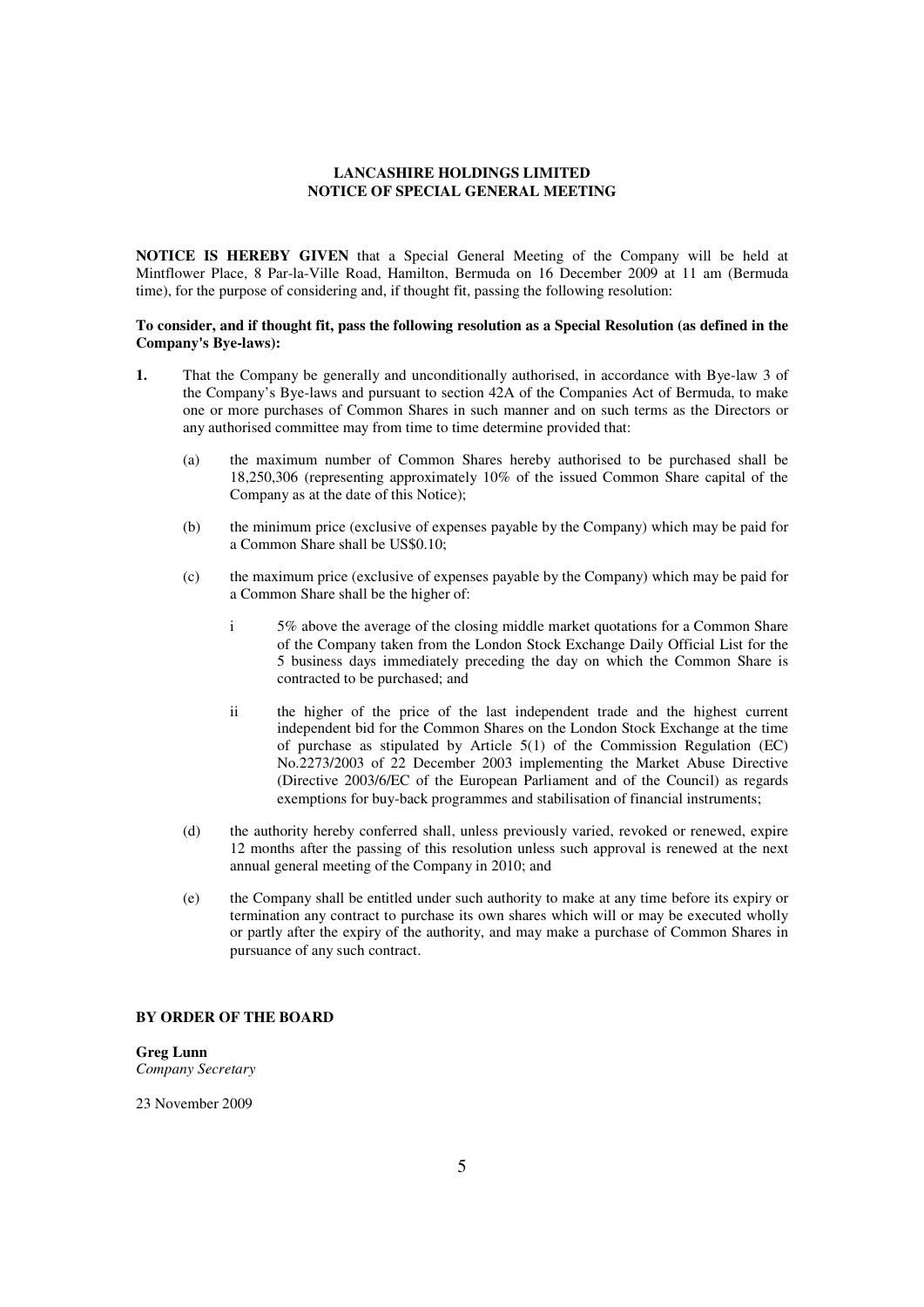**LANCASHIRE HOLDINGS LIMITED**
**NOTICE OF SPECIAL GENERAL MEETING**

**NOTICE IS HEREBY GIVEN** that a Special General Meeting of the Company will be held at Mintflower Place, 8 Par-la-Ville Road, Hamilton, Bermuda on 16 December 2009 at 11 am (Bermuda time), for the purpose of considering and, if thought fit, passing the following resolution:

**To consider, and if thought fit, pass the following resolution as a Special Resolution (as defined in the Company's Bye-laws):**

**1.** That the Company be generally and unconditionally authorised, in accordance with Bye-law 3 of the Company's Bye-laws and pursuant to section 42A of the Companies Act of Bermuda, to make one or more purchases of Common Shares in such manner and on such terms as the Directors or any authorised committee may from time to time determine provided that:

(a) the maximum number of Common Shares hereby authorised to be purchased shall be 18,250,306 (representing approximately 10% of the issued Common Share capital of the Company as at the date of this Notice);

(b) the minimum price (exclusive of expenses payable by the Company) which may be paid for a Common Share shall be US$0.10;

(c) the maximum price (exclusive of expenses payable by the Company) which may be paid for a Common Share shall be the higher of:

i 5% above the average of the closing middle market quotations for a Common Share of the Company taken from the London Stock Exchange Daily Official List for the 5 business days immediately preceding the day on which the Common Share is contracted to be purchased; and

ii the higher of the price of the last independent trade and the highest current independent bid for the Common Shares on the London Stock Exchange at the time of purchase as stipulated by Article 5(1) of the Commission Regulation (EC) No.2273/2003 of 22 December 2003 implementing the Market Abuse Directive (Directive 2003/6/EC of the European Parliament and of the Council) as regards exemptions for buy-back programmes and stabilisation of financial instruments;

(d) the authority hereby conferred shall, unless previously varied, revoked or renewed, expire 12 months after the passing of this resolution unless such approval is renewed at the next annual general meeting of the Company in 2010; and

(e) the Company shall be entitled under such authority to make at any time before its expiry or termination any contract to purchase its own shares which will or may be executed wholly or partly after the expiry of the authority, and may make a purchase of Common Shares in pursuance of any such contract.

**BY ORDER OF THE BOARD**

**Greg Lunn**
*Company Secretary*

23 November 2009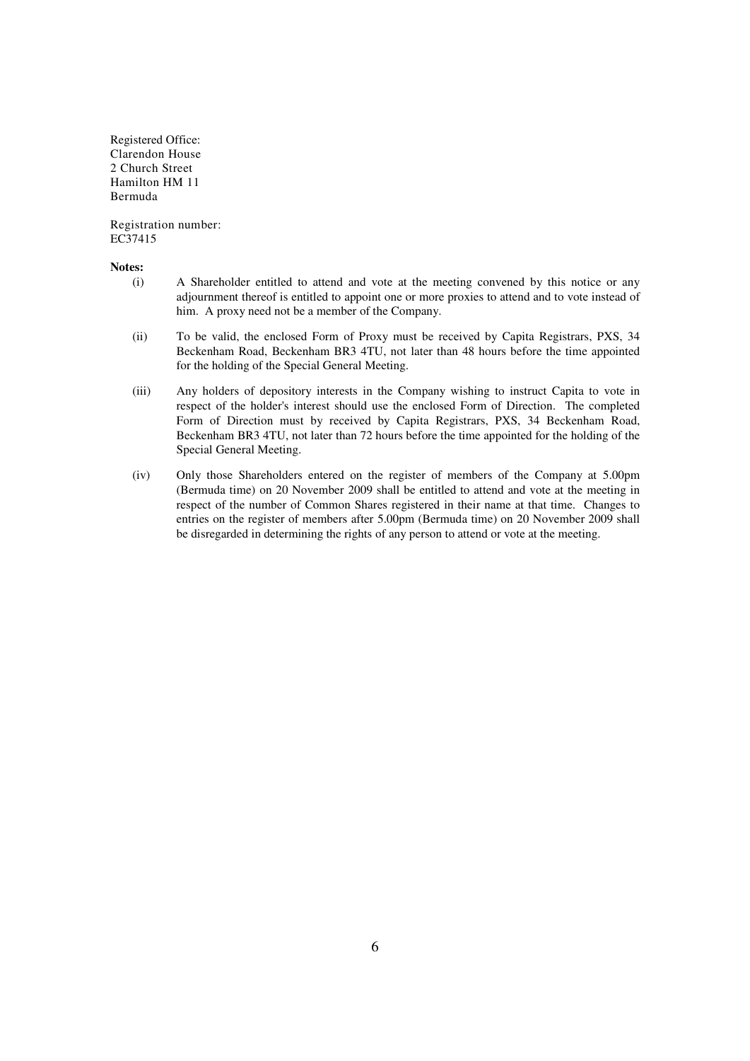Registered Office:
Clarendon House
2 Church Street
Hamilton HM 11
Bermuda

Registration number:
EC37415

**Notes:**

(i) A Shareholder entitled to attend and vote at the meeting convened by this notice or any adjournment thereof is entitled to appoint one or more proxies to attend and to vote instead of him. A proxy need not be a member of the Company.

(ii) To be valid, the enclosed Form of Proxy must be received by Capita Registrars, PXS, 34 Beckenham Road, Beckenham BR3 4TU, not later than 48 hours before the time appointed for the holding of the Special General Meeting.

(iii) Any holders of depository interests in the Company wishing to instruct Capita to vote in respect of the holder's interest should use the enclosed Form of Direction. The completed Form of Direction must by received by Capita Registrars, PXS, 34 Beckenham Road, Beckenham BR3 4TU, not later than 72 hours before the time appointed for the holding of the Special General Meeting.

(iv) Only those Shareholders entered on the register of members of the Company at 5.00pm (Bermuda time) on 20 November 2009 shall be entitled to attend and vote at the meeting in respect of the number of Common Shares registered in their name at that time. Changes to entries on the register of members after 5.00pm (Bermuda time) on 20 November 2009 shall be disregarded in determining the rights of any person to attend or vote at the meeting.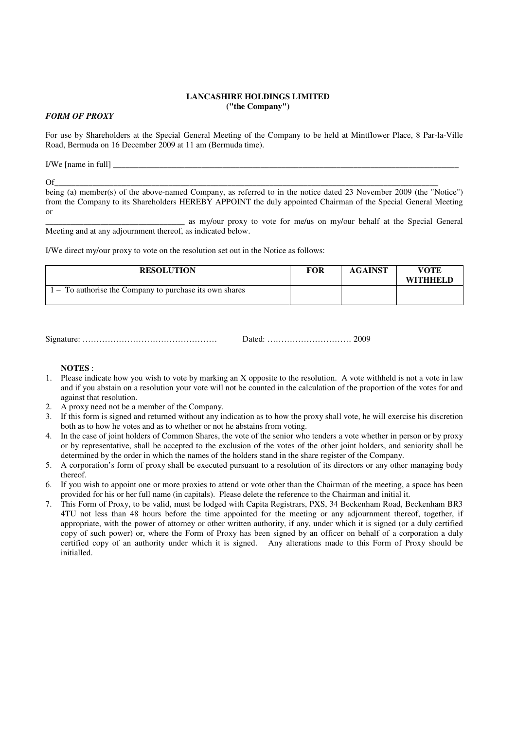**LANCASHIRE HOLDINGS LIMITED**
**("the Company")**

***FORM OF PROXY***

For use by Shareholders at the Special General Meeting of the Company to be held at Mintflower Place, 8 Par-la-Ville Road, Bermuda on 16 December 2009 at 11 am (Bermuda time).

I/We [name in full] \_\_\_\_\_\_\_\_\_\_\_\_\_\_\_\_\_\_\_\_\_\_\_\_\_\_\_\_\_\_\_\_\_\_\_\_\_\_\_\_\_\_\_\_\_\_\_\_\_\_\_\_\_\_\_\_\_\_\_\_\_\_\_\_\_\_\_\_\_\_\_\_\_\_\_\_\_\_\_\_

Of\_\_\_\_\_\_\_\_\_\_\_\_\_\_\_\_\_\_\_\_\_\_\_\_\_\_\_\_\_\_\_\_\_\_\_\_\_\_\_\_\_\_\_\_\_\_\_\_\_\_\_\_\_\_\_\_\_\_\_\_\_\_\_\_\_\_\_\_\_\_\_\_\_\_\_\_\_\_\_\_\_\_\_\_\_\_\_\_

being (a) member(s) of the above-named Company, as referred to in the notice dated 23 November 2009 (the "Notice") from the Company to its Shareholders HEREBY APPOINT the duly appointed Chairman of the Special General Meeting or

\_\_\_\_\_\_\_\_\_\_\_\_\_\_\_\_\_\_\_\_\_\_\_\_\_\_\_\_\_\_\_\_\_ as my/our proxy to vote for me/us on my/our behalf at the Special General Meeting and at any adjournment thereof, as indicated below.

I/We direct my/our proxy to vote on the resolution set out in the Notice as follows:

| RESOLUTION | FOR | AGAINST | VOTE WITHHELD |
|---|---|---|---|
| 1 – To authorise the Company to purchase its own shares | | | |

Signature: ………………………………………… Dated: ………………………… 2009

**NOTES** :

1. Please indicate how you wish to vote by marking an X opposite to the resolution. A vote withheld is not a vote in law and if you abstain on a resolution your vote will not be counted in the calculation of the proportion of the votes for and against that resolution.
2. A proxy need not be a member of the Company.
3. If this form is signed and returned without any indication as to how the proxy shall vote, he will exercise his discretion both as to how he votes and as to whether or not he abstains from voting.
4. In the case of joint holders of Common Shares, the vote of the senior who tenders a vote whether in person or by proxy or by representative, shall be accepted to the exclusion of the votes of the other joint holders, and seniority shall be determined by the order in which the names of the holders stand in the share register of the Company.
5. A corporation's form of proxy shall be executed pursuant to a resolution of its directors or any other managing body thereof.
6. If you wish to appoint one or more proxies to attend or vote other than the Chairman of the meeting, a space has been provided for his or her full name (in capitals). Please delete the reference to the Chairman and initial it.
7. This Form of Proxy, to be valid, must be lodged with Capita Registrars, PXS, 34 Beckenham Road, Beckenham BR3 4TU not less than 48 hours before the time appointed for the meeting or any adjournment thereof, together, if appropriate, with the power of attorney or other written authority, if any, under which it is signed (or a duly certified copy of such power) or, where the Form of Proxy has been signed by an officer on behalf of a corporation a duly certified copy of an authority under which it is signed. Any alterations made to this Form of Proxy should be initialled.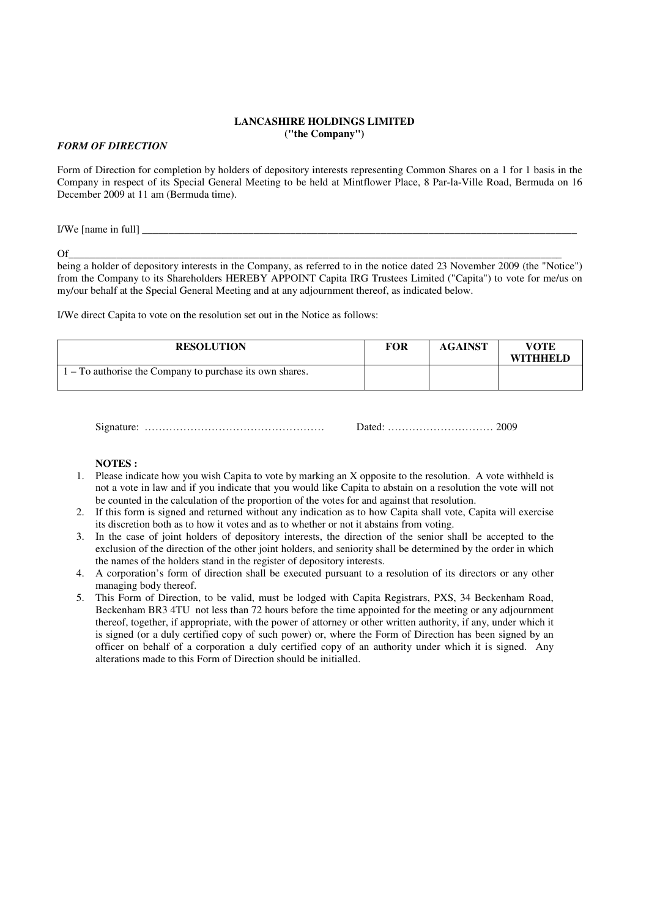**LANCASHIRE HOLDINGS LIMITED**
**("the Company")**

***FORM OF DIRECTION***

Form of Direction for completion by holders of depository interests representing Common Shares on a 1 for 1 basis in the Company in respect of its Special General Meeting to be held at Mintflower Place, 8 Par-la-Ville Road, Bermuda on 16 December 2009 at 11 am (Bermuda time).

I/We [name in full] ____________________________________________________________________________________

Of____________________________________________________________________________________________
being a holder of depository interests in the Company, as referred to in the notice dated 23 November 2009 (the "Notice") from the Company to its Shareholders HEREBY APPOINT Capita IRG Trustees Limited ("Capita") to vote for me/us on my/our behalf at the Special General Meeting and at any adjournment thereof, as indicated below.

I/We direct Capita to vote on the resolution set out in the Notice as follows:

| RESOLUTION | FOR | AGAINST | VOTE WITHHELD |
|---|---|---|---|
| 1 – To authorise the Company to purchase its own shares. | | | |

Signature: …………………………………………… Dated: ………………………… 2009

**NOTES :**

1. Please indicate how you wish Capita to vote by marking an X opposite to the resolution. A vote withheld is not a vote in law and if you indicate that you would like Capita to abstain on a resolution the vote will not be counted in the calculation of the proportion of the votes for and against that resolution.
2. If this form is signed and returned without any indication as to how Capita shall vote, Capita will exercise its discretion both as to how it votes and as to whether or not it abstains from voting.
3. In the case of joint holders of depository interests, the direction of the senior shall be accepted to the exclusion of the direction of the other joint holders, and seniority shall be determined by the order in which the names of the holders stand in the register of depository interests.
4. A corporation's form of direction shall be executed pursuant to a resolution of its directors or any other managing body thereof.
5. This Form of Direction, to be valid, must be lodged with Capita Registrars, PXS, 34 Beckenham Road, Beckenham BR3 4TU not less than 72 hours before the time appointed for the meeting or any adjournment thereof, together, if appropriate, with the power of attorney or other written authority, if any, under which it is signed (or a duly certified copy of such power) or, where the Form of Direction has been signed by an officer on behalf of a corporation a duly certified copy of an authority under which it is signed. Any alterations made to this Form of Direction should be initialled.